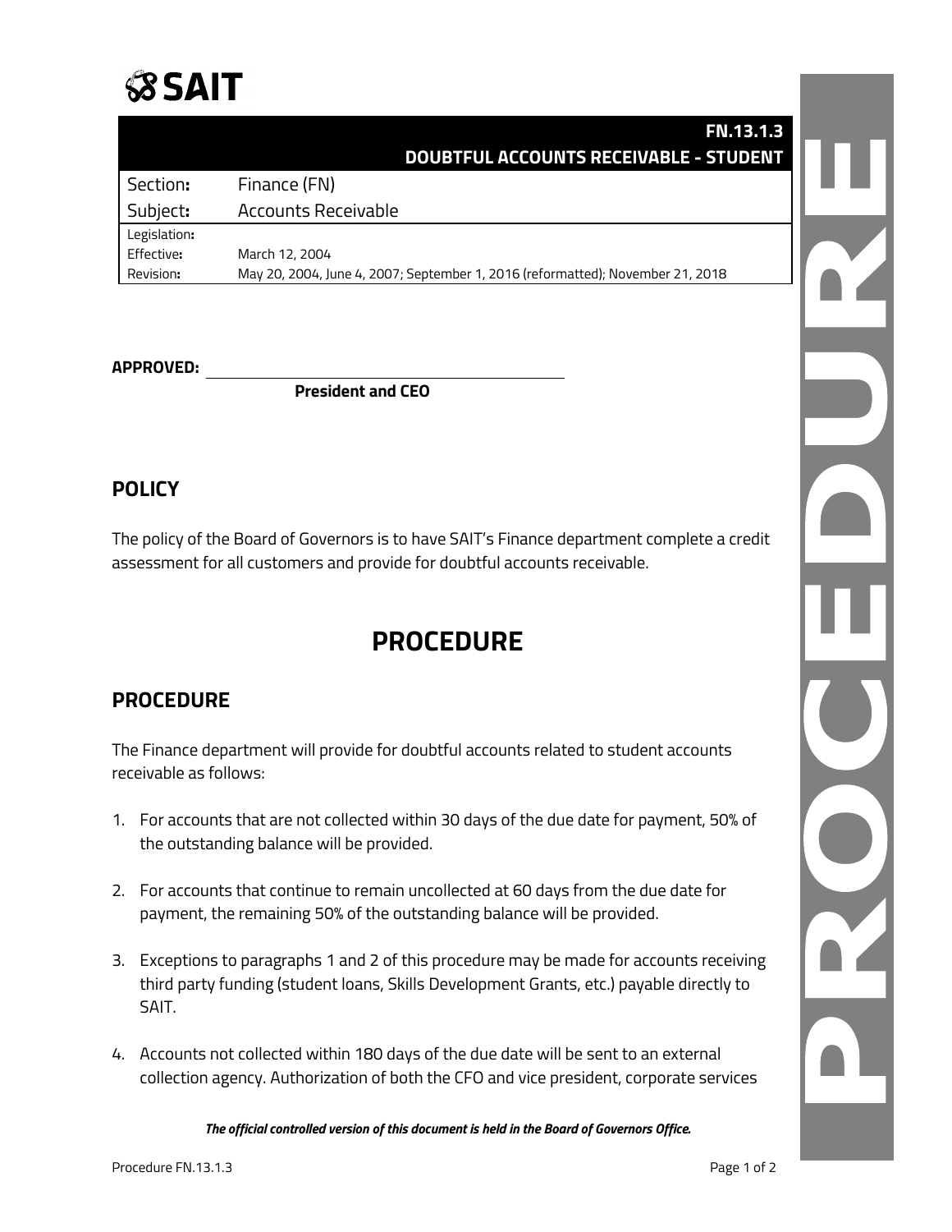# SAIT

| | FN.13.1.3 DOUBTFUL ACCOUNTS RECEIVABLE - STUDENT |
|---|---|
| Section: | Finance (FN) |
| Subject: | Accounts Receivable |
| Legislation: | |
| Effective: | March 12, 2004 |
| Revision: | May 20, 2004, June 4, 2007; September 1, 2016 (reformatted); November 21, 2018 |

**APPROVED:** ______________________________

**President and CEO**

## POLICY

The policy of the Board of Governors is to have SAIT's Finance department complete a credit assessment for all customers and provide for doubtful accounts receivable.

# PROCEDURE

## PROCEDURE

The Finance department will provide for doubtful accounts related to student accounts receivable as follows:

1. For accounts that are not collected within 30 days of the due date for payment, 50% of the outstanding balance will be provided.
2. For accounts that continue to remain uncollected at 60 days from the due date for payment, the remaining 50% of the outstanding balance will be provided.
3. Exceptions to paragraphs 1 and 2 of this procedure may be made for accounts receiving third party funding (student loans, Skills Development Grants, etc.) payable directly to SAIT.
4. Accounts not collected within 180 days of the due date will be sent to an external collection agency. Authorization of both the CFO and vice president, corporate services

***The official controlled version of this document is held in the Board of Governors Office.***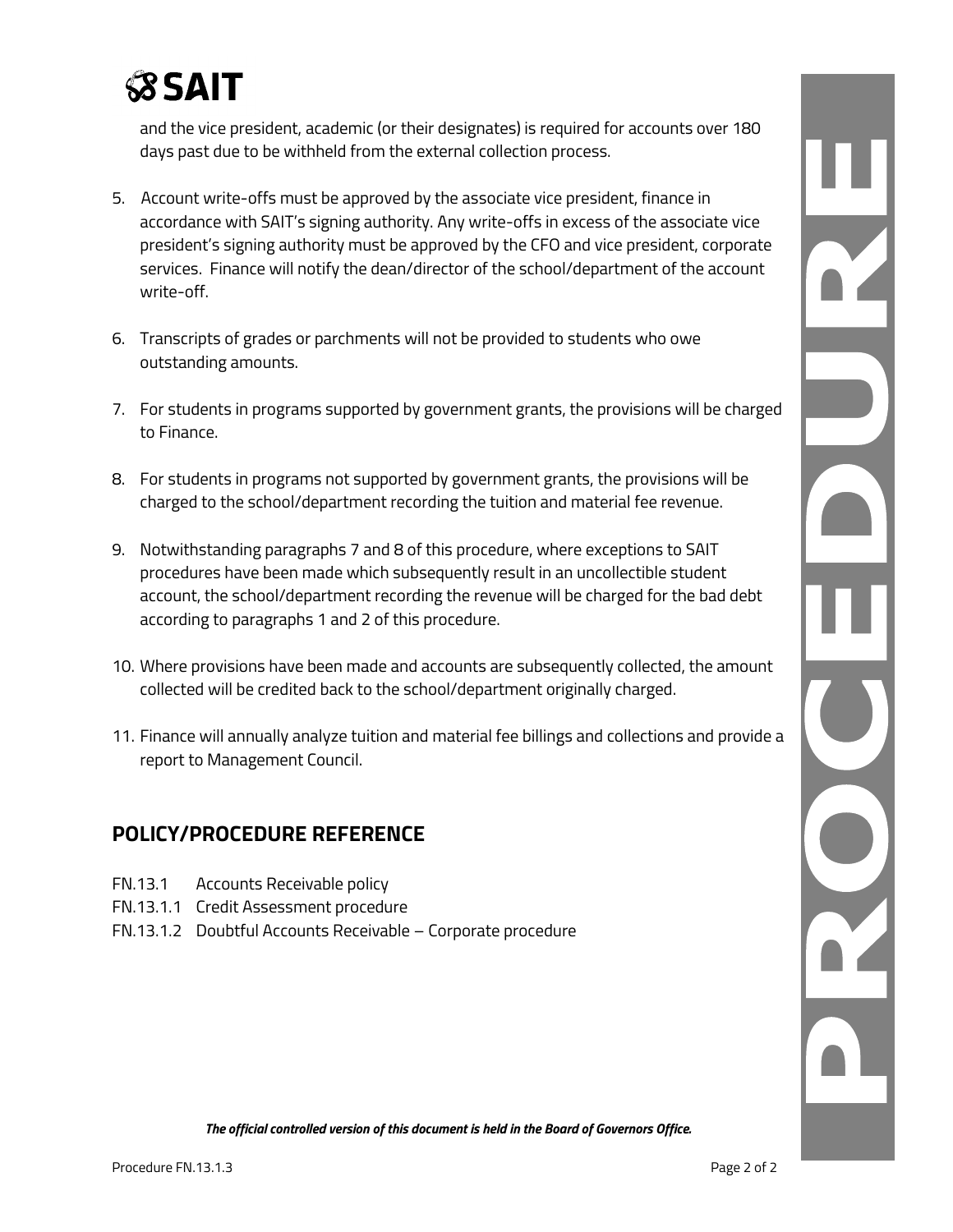and the vice president, academic (or their designates) is required for accounts over 180 days past due to be withheld from the external collection process.

5. Account write-offs must be approved by the associate vice president, finance in accordance with SAIT's signing authority. Any write-offs in excess of the associate vice president's signing authority must be approved by the CFO and vice president, corporate services. Finance will notify the dean/director of the school/department of the account write-off.

6. Transcripts of grades or parchments will not be provided to students who owe outstanding amounts.

7. For students in programs supported by government grants, the provisions will be charged to Finance.

8. For students in programs not supported by government grants, the provisions will be charged to the school/department recording the tuition and material fee revenue.

9. Notwithstanding paragraphs 7 and 8 of this procedure, where exceptions to SAIT procedures have been made which subsequently result in an uncollectible student account, the school/department recording the revenue will be charged for the bad debt according to paragraphs 1 and 2 of this procedure.

10. Where provisions have been made and accounts are subsequently collected, the amount collected will be credited back to the school/department originally charged.

11. Finance will annually analyze tuition and material fee billings and collections and provide a report to Management Council.

## POLICY/PROCEDURE REFERENCE

FN.13.1 Accounts Receivable policy
FN.13.1.1 Credit Assessment procedure
FN.13.1.2 Doubtful Accounts Receivable – Corporate procedure

*The official controlled version of this document is held in the Board of Governors Office.*